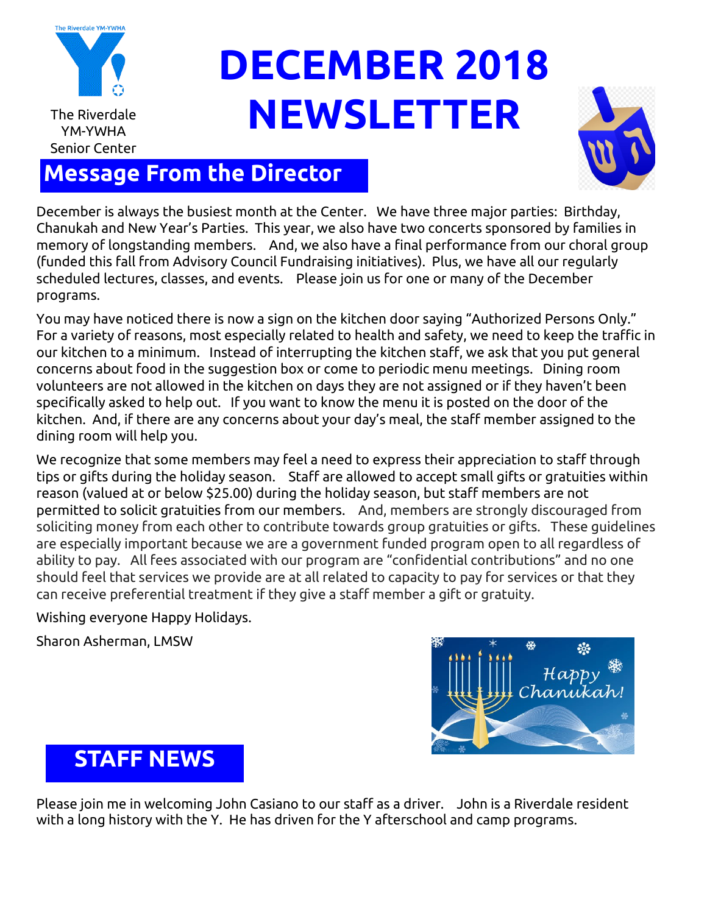The Riverdale YM-YWHA Senior Center

# DECEMBER 2018 NEWSLETTER

## Message From the Director

December is always the busiest month at the Center. We have three major parties: Birthday, Chanukah and New Year's Parties. This year, we also have two concerts sponsored by families in memory of longstanding members. And, we also have a final performance from our choral group (funded this fall from Advisory Council Fundraising initiatives). Plus, we have all our regularly scheduled lectures, classes, and events. Please join us for one or many of the December programs.

You may have noticed there is now a sign on the kitchen door saying "Authorized Persons Only." For a variety of reasons, most especially related to health and safety, we need to keep the traffic in our kitchen to a minimum. Instead of interrupting the kitchen staff, we ask that you put general concerns about food in the suggestion box or come to periodic menu meetings. Dining room volunteers are not allowed in the kitchen on days they are not assigned or if they haven't been specifically asked to help out. If you want to know the menu it is posted on the door of the kitchen. And, if there are any concerns about your day's meal, the staff member assigned to the dining room will help you.

We recognize that some members may feel a need to express their appreciation to staff through tips or gifts during the holiday season. Staff are allowed to accept small gifts or gratuities within reason (valued at or below $25.00) during the holiday season, but staff members are not permitted to solicit gratuities from our members. And, members are strongly discouraged from soliciting money from each other to contribute towards group gratuities or gifts. These guidelines are especially important because we are a government funded program open to all regardless of ability to pay. All fees associated with our program are "confidential contributions" and no one should feel that services we provide are at all related to capacity to pay for services or that they can receive preferential treatment if they give a staff member a gift or gratuity.

Wishing everyone Happy Holidays.

Sharon Asherman, LMSW

Happy Chanukah!

## STAFF NEWS

Please join me in welcoming John Casiano to our staff as a driver. John is a Riverdale resident with a long history with the Y. He has driven for the Y afterschool and camp programs.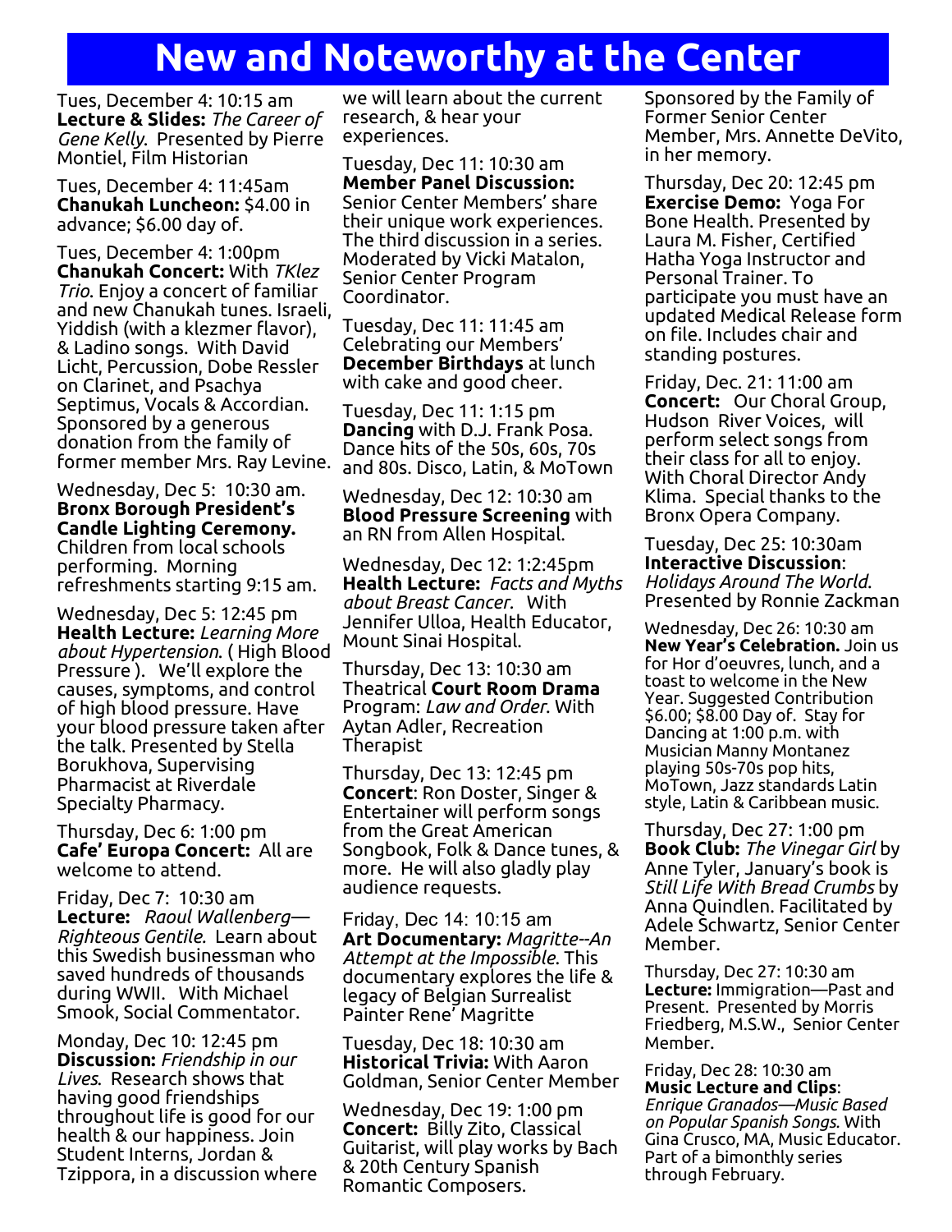# New and Noteworthy at the Center

Tues, December 4: 10:15 am
**Lecture & Slides:** *The Career of Gene Kelly*. Presented by Pierre Montiel, Film Historian

Tues, December 4: 11:45am
**Chanukah Luncheon:** $4.00 in advance; $6.00 day of.

Tues, December 4: 1:00pm
**Chanukah Concert:** With *TKlez Trio*. Enjoy a concert of familiar and new Chanukah tunes. Israeli, Yiddish (with a klezmer flavor), & Ladino songs. With David Licht, Percussion, Dobe Ressler on Clarinet, and Psachya Septimus, Vocals & Accordian. Sponsored by a generous donation from the family of former member Mrs. Ray Levine.

Wednesday, Dec 5: 10:30 am.
**Bronx Borough President's Candle Lighting Ceremony.** Children from local schools performing. Morning refreshments starting 9:15 am.

Wednesday, Dec 5: 12:45 pm
**Health Lecture:** *Learning More about Hypertension*. ( High Blood Pressure ). We'll explore the causes, symptoms, and control of high blood pressure. Have your blood pressure taken after the talk. Presented by Stella Borukhova, Supervising Pharmacist at Riverdale Specialty Pharmacy.

Thursday, Dec 6: 1:00 pm
**Cafe' Europa Concert:** All are welcome to attend.

Friday, Dec 7: 10:30 am
**Lecture:** *Raoul Wallenberg—Righteous Gentile*. Learn about this Swedish businessman who saved hundreds of thousands during WWII. With Michael Smook, Social Commentator.

Monday, Dec 10: 12:45 pm
**Discussion:** *Friendship in our Lives*. Research shows that having good friendships throughout life is good for our health & our happiness. Join Student Interns, Jordan & Tzippora, in a discussion where we will learn about the current research, & hear your experiences.

Tuesday, Dec 11: 10:30 am
**Member Panel Discussion:** Senior Center Members' share their unique work experiences. The third discussion in a series. Moderated by Vicki Matalon, Senior Center Program Coordinator.

Tuesday, Dec 11: 11:45 am
Celebrating our Members' **December Birthdays** at lunch with cake and good cheer.

Tuesday, Dec 11: 1:15 pm
**Dancing** with D.J. Frank Posa. Dance hits of the 50s, 60s, 70s and 80s. Disco, Latin, & MoTown

Wednesday, Dec 12: 10:30 am
**Blood Pressure Screening** with an RN from Allen Hospital.

Wednesday, Dec 12: 1:2:45pm
**Health Lecture:** *Facts and Myths about Breast Cancer*. With Jennifer Ulloa, Health Educator, Mount Sinai Hospital.

Thursday, Dec 13: 10:30 am
Theatrical **Court Room Drama** Program: *Law and Order*. With Aytan Adler, Recreation Therapist

Thursday, Dec 13: 12:45 pm
**Concert**: Ron Doster, Singer & Entertainer will perform songs from the Great American Songbook, Folk & Dance tunes, & more. He will also gladly play audience requests.

Friday, Dec 14: 10:15 am
**Art Documentary:** *Magritte--An Attempt at the Impossible*. This documentary explores the life & legacy of Belgian Surrealist Painter Rene' Magritte

Tuesday, Dec 18: 10:30 am
**Historical Trivia:** With Aaron Goldman, Senior Center Member

Wednesday, Dec 19: 1:00 pm
**Concert:** Billy Zito, Classical Guitarist, will play works by Bach & 20th Century Spanish Romantic Composers. Sponsored by the Family of Former Senior Center Member, Mrs. Annette DeVito, in her memory.

Thursday, Dec 20: 12:45 pm
**Exercise Demo:** Yoga For Bone Health. Presented by Laura M. Fisher, Certified Hatha Yoga Instructor and Personal Trainer. To participate you must have an updated Medical Release form on file. Includes chair and standing postures.

Friday, Dec. 21: 11:00 am
**Concert:** Our Choral Group, Hudson River Voices, will perform select songs from their class for all to enjoy. With Choral Director Andy Klima. Special thanks to the Bronx Opera Company.

Tuesday, Dec 25: 10:30am
**Interactive Discussion**: *Holidays Around The World*. Presented by Ronnie Zackman

Wednesday, Dec 26: 10:30 am
**New Year's Celebration.** Join us for Hor d'oeuvres, lunch, and a toast to welcome in the New Year. Suggested Contribution $6.00; $8.00 Day of. Stay for Dancing at 1:00 p.m. with Musician Manny Montanez playing 50s-70s pop hits, MoTown, Jazz standards Latin style, Latin & Caribbean music.

Thursday, Dec 27: 1:00 pm
**Book Club:** *The Vinegar Girl* by Anne Tyler, January's book is *Still Life With Bread Crumbs* by Anna Quindlen. Facilitated by Adele Schwartz, Senior Center Member.

Thursday, Dec 27: 10:30 am
**Lecture:** Immigration—Past and Present. Presented by Morris Friedberg, M.S.W., Senior Center Member.

Friday, Dec 28: 10:30 am
**Music Lecture and Clips**: *Enrique Granados—Music Based on Popular Spanish Songs*. With Gina Crusco, MA, Music Educator. Part of a bimonthly series through February.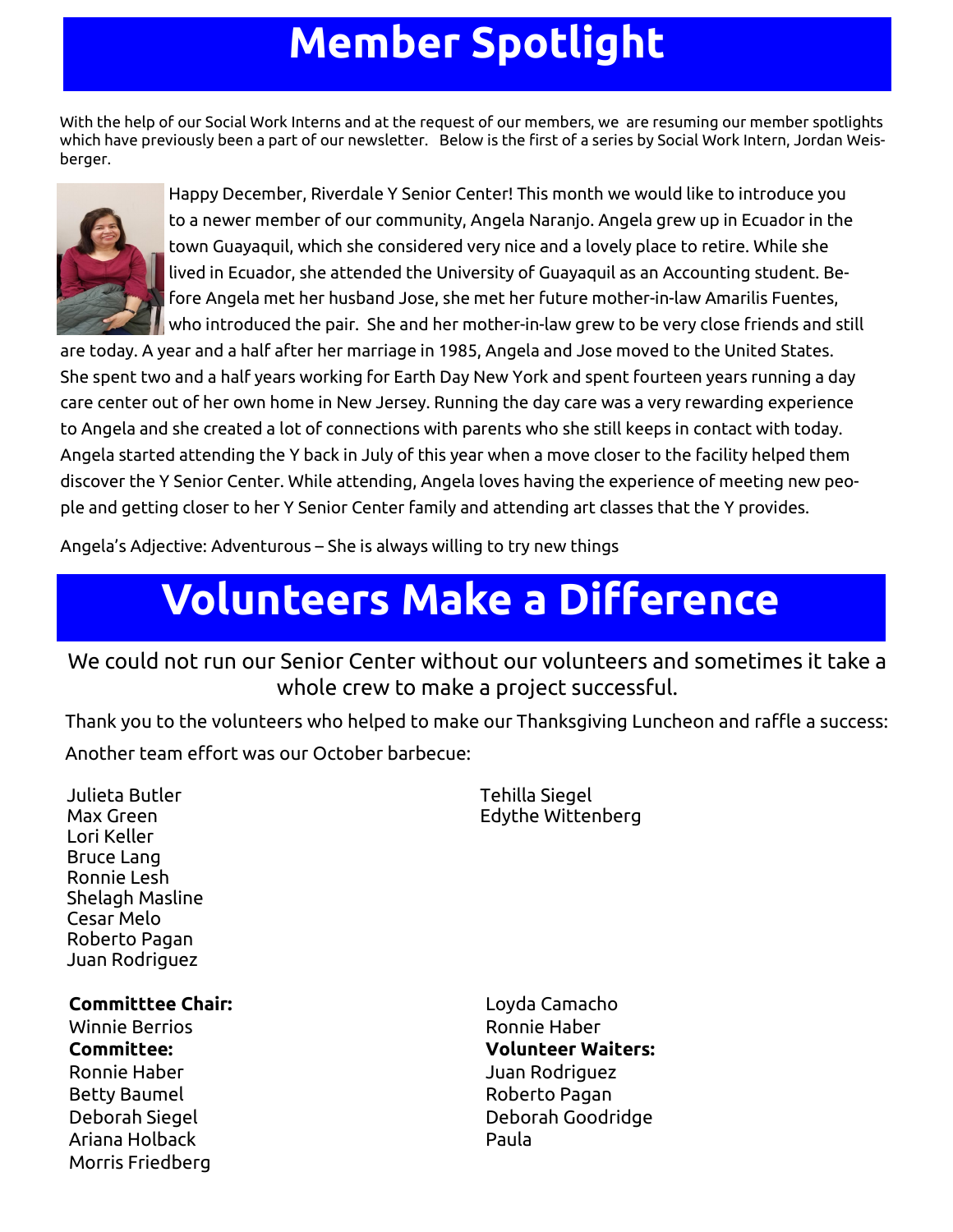# Member Spotlight

With the help of our Social Work Interns and at the request of our members, we are resuming our member spotlights which have previously been a part of our newsletter. Below is the first of a series by Social Work Intern, Jordan Weisberger.

Happy December, Riverdale Y Senior Center! This month we would like to introduce you to a newer member of our community, Angela Naranjo. Angela grew up in Ecuador in the town Guayaquil, which she considered very nice and a lovely place to retire. While she lived in Ecuador, she attended the University of Guayaquil as an Accounting student. Before Angela met her husband Jose, she met her future mother-in-law Amarilis Fuentes, who introduced the pair. She and her mother-in-law grew to be very close friends and still are today. A year and a half after her marriage in 1985, Angela and Jose moved to the United States. She spent two and a half years working for Earth Day New York and spent fourteen years running a day care center out of her own home in New Jersey. Running the day care was a very rewarding experience to Angela and she created a lot of connections with parents who she still keeps in contact with today. Angela started attending the Y back in July of this year when a move closer to the facility helped them discover the Y Senior Center. While attending, Angela loves having the experience of meeting new people and getting closer to her Y Senior Center family and attending art classes that the Y provides.

Angela's Adjective: Adventurous – She is always willing to try new things

# Volunteers Make a Difference

We could not run our Senior Center without our volunteers and sometimes it take a whole crew to make a project successful.

Thank you to the volunteers who helped to make our Thanksgiving Luncheon and raffle a success:

Another team effort was our October barbecue:

Julieta Butler
Max Green
Lori Keller
Bruce Lang
Ronnie Lesh
Shelagh Masline
Cesar Melo
Roberto Pagan
Juan Rodriguez
Tehilla Siegel
Edythe Wittenberg

**Committtee Chair:**
Winnie Berrios
**Committee:**
Ronnie Haber
Betty Baumel
Deborah Siegel
Ariana Holback
Morris Friedberg
Loyda Camacho
Ronnie Haber
**Volunteer Waiters:**
Juan Rodriguez
Roberto Pagan
Deborah Goodridge
Paula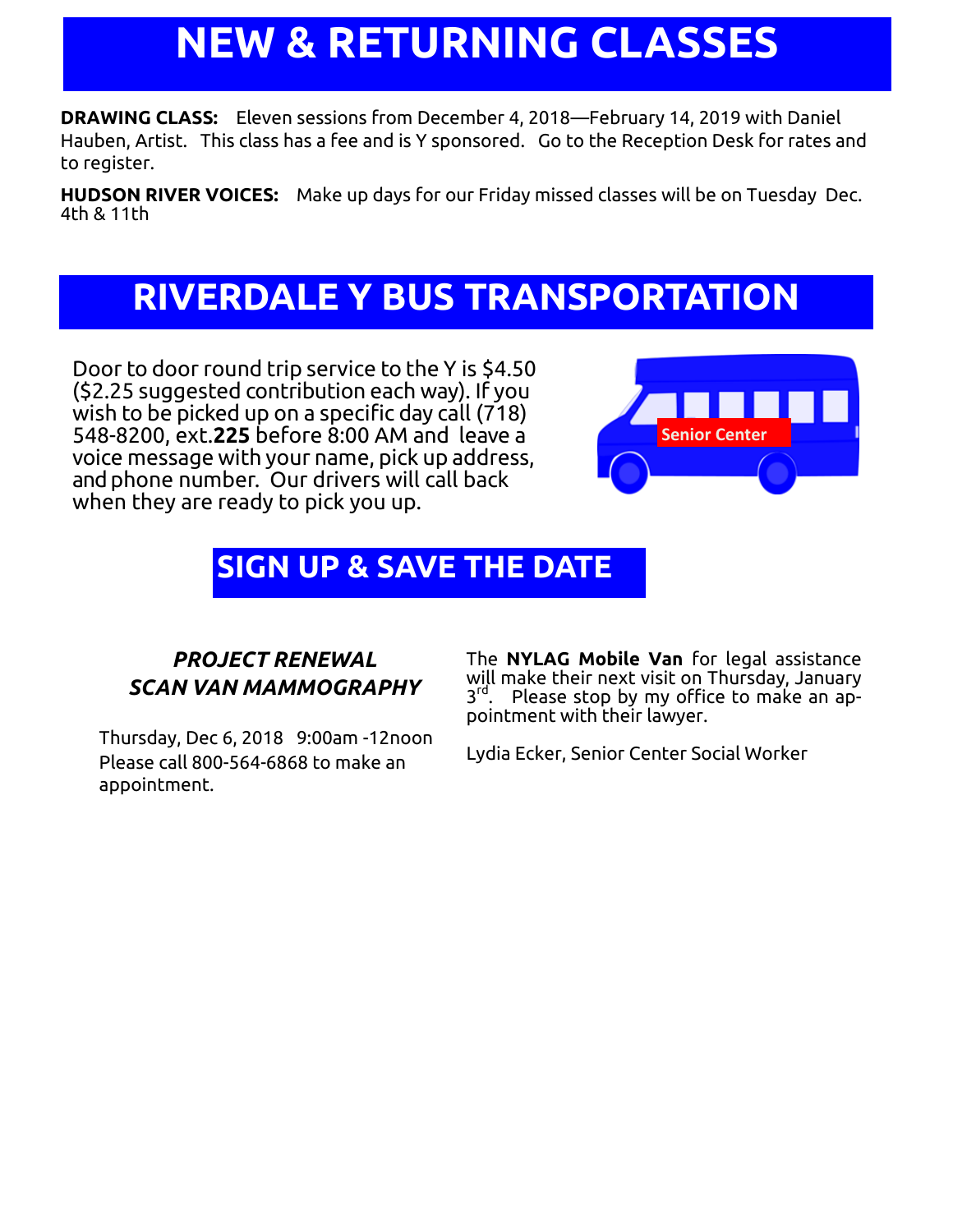# NEW & RETURNING CLASSES

**DRAWING CLASS:** Eleven sessions from December 4, 2018—February 14, 2019 with Daniel Hauben, Artist. This class has a fee and is Y sponsored. Go to the Reception Desk for rates and to register.

**HUDSON RIVER VOICES:** Make up days for our Friday missed classes will be on Tuesday Dec. 4th & 11th

# RIVERDALE Y BUS TRANSPORTATION

Door to door round trip service to the Y is $4.50 ($2.25 suggested contribution each way). If you wish to be picked up on a specific day call (718) 548-8200, ext.**225** before 8:00 AM and leave a voice message with your name, pick up address, and phone number. Our drivers will call back when they are ready to pick you up.

Senior Center

# SIGN UP & SAVE THE DATE

***PROJECT RENEWAL SCAN VAN MAMMOGRAPHY***

Thursday, Dec 6, 2018 9:00am -12noon
Please call 800-564-6868 to make an appointment.

The **NYLAG Mobile Van** for legal assistance will make their next visit on Thursday, January 3rd. Please stop by my office to make an appointment with their lawyer.

Lydia Ecker, Senior Center Social Worker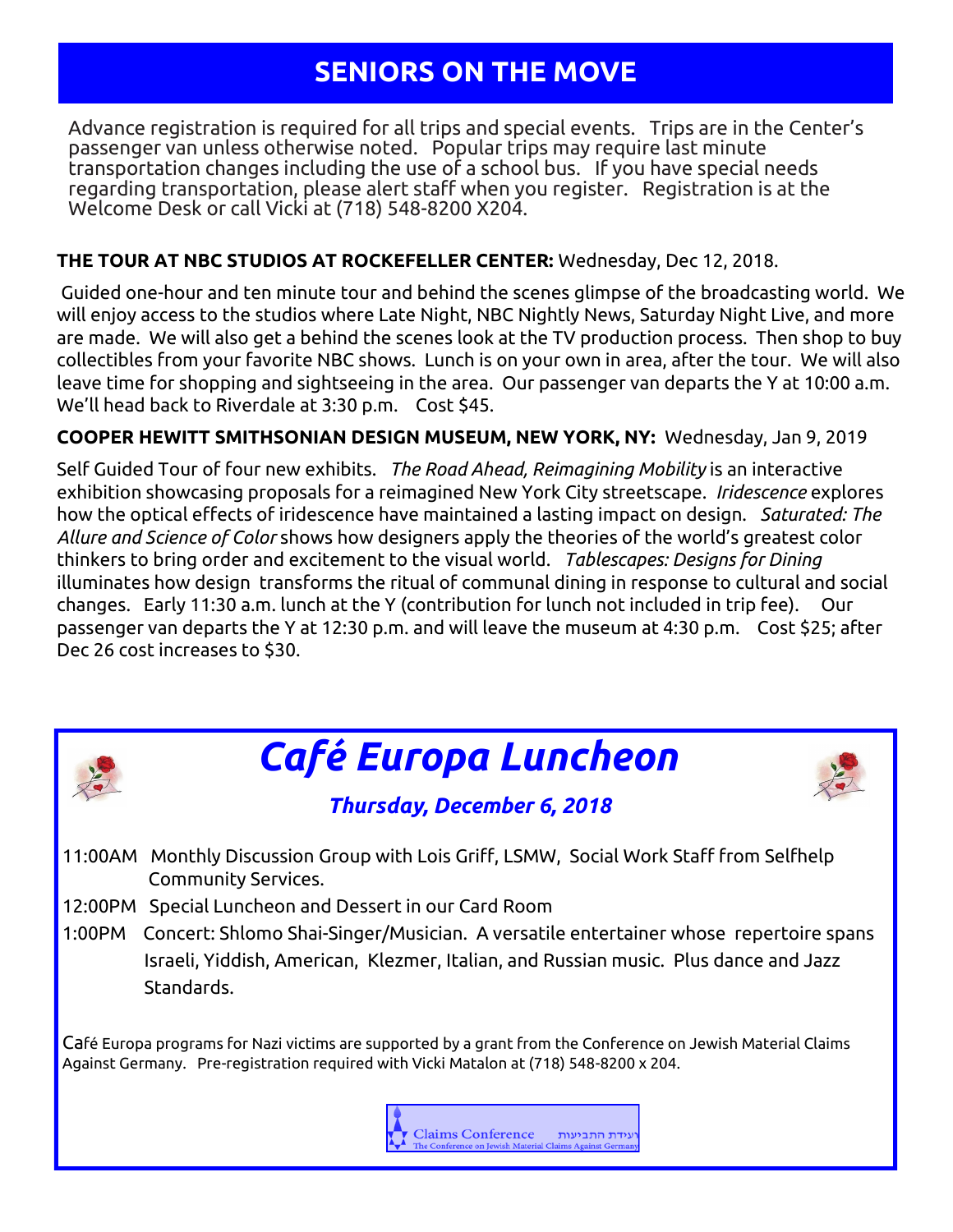# SENIORS ON THE MOVE

Advance registration is required for all trips and special events. Trips are in the Center's passenger van unless otherwise noted. Popular trips may require last minute transportation changes including the use of a school bus. If you have special needs regarding transportation, please alert staff when you register. Registration is at the Welcome Desk or call Vicki at (718) 548-8200 X204.

**THE TOUR AT NBC STUDIOS AT ROCKEFELLER CENTER:** Wednesday, Dec 12, 2018.

Guided one-hour and ten minute tour and behind the scenes glimpse of the broadcasting world. We will enjoy access to the studios where Late Night, NBC Nightly News, Saturday Night Live, and more are made. We will also get a behind the scenes look at the TV production process. Then shop to buy collectibles from your favorite NBC shows. Lunch is on your own in area, after the tour. We will also leave time for shopping and sightseeing in the area. Our passenger van departs the Y at 10:00 a.m. We'll head back to Riverdale at 3:30 p.m. Cost $45.

**COOPER HEWITT SMITHSONIAN DESIGN MUSEUM, NEW YORK, NY:** Wednesday, Jan 9, 2019

Self Guided Tour of four new exhibits. *The Road Ahead, Reimagining Mobility* is an interactive exhibition showcasing proposals for a reimagined New York City streetscape. *Iridescence* explores how the optical effects of iridescence have maintained a lasting impact on design. *Saturated: The Allure and Science of Color* shows how designers apply the theories of the world's greatest color thinkers to bring order and excitement to the visual world. *Tablescapes: Designs for Dining* illuminates how design transforms the ritual of communal dining in response to cultural and social changes. Early 11:30 a.m. lunch at the Y (contribution for lunch not included in trip fee). Our passenger van departs the Y at 12:30 p.m. and will leave the museum at 4:30 p.m. Cost $25; after Dec 26 cost increases to $30.

## *Café Europa Luncheon*

### *Thursday, December 6, 2018*

11:00AM Monthly Discussion Group with Lois Griff, LSMW, Social Work Staff from Selfhelp Community Services.

12:00PM Special Luncheon and Dessert in our Card Room

1:00PM Concert: Shlomo Shai-Singer/Musician. A versatile entertainer whose repertoire spans Israeli, Yiddish, American, Klezmer, Italian, and Russian music. Plus dance and Jazz Standards.

Café Europa programs for Nazi victims are supported by a grant from the Conference on Jewish Material Claims Against Germany. Pre-registration required with Vicki Matalon at (718) 548-8200 x 204.

Claims Conference ועידת התביעות
The Conference on Jewish Material Claims Against Germany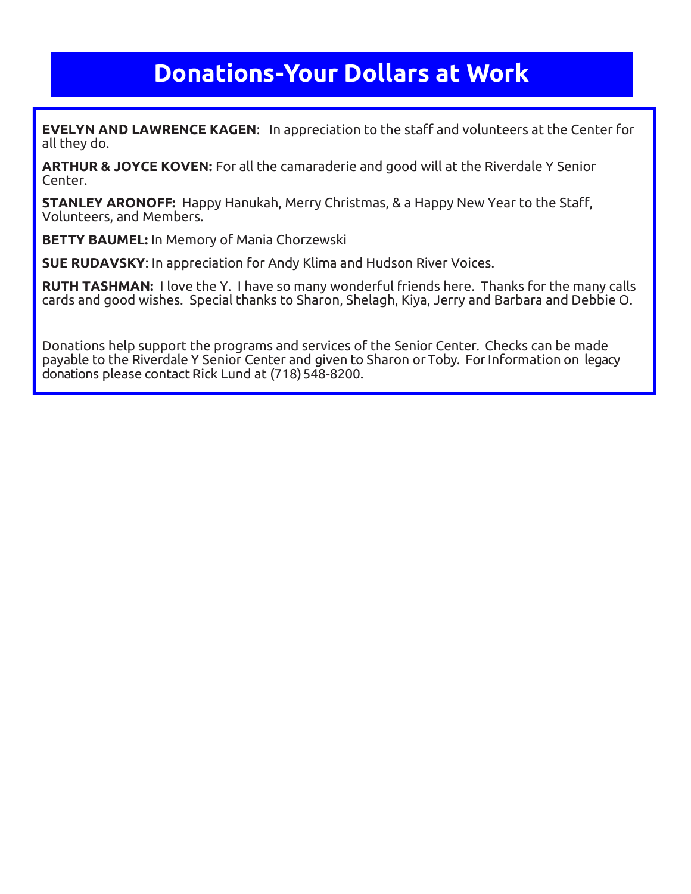# Donations-Your Dollars at Work

**EVELYN AND LAWRENCE KAGEN**: In appreciation to the staff and volunteers at the Center for all they do.

**ARTHUR & JOYCE KOVEN:** For all the camaraderie and good will at the Riverdale Y Senior Center.

**STANLEY ARONOFF:** Happy Hanukah, Merry Christmas, & a Happy New Year to the Staff, Volunteers, and Members.

**BETTY BAUMEL:** In Memory of Mania Chorzewski

**SUE RUDAVSKY**: In appreciation for Andy Klima and Hudson River Voices.

**RUTH TASHMAN:** I love the Y. I have so many wonderful friends here. Thanks for the many calls cards and good wishes. Special thanks to Sharon, Shelagh, Kiya, Jerry and Barbara and Debbie O.

Donations help support the programs and services of the Senior Center. Checks can be made payable to the Riverdale Y Senior Center and given to Sharon or Toby. For Information on legacy donations please contact Rick Lund at (718) 548-8200.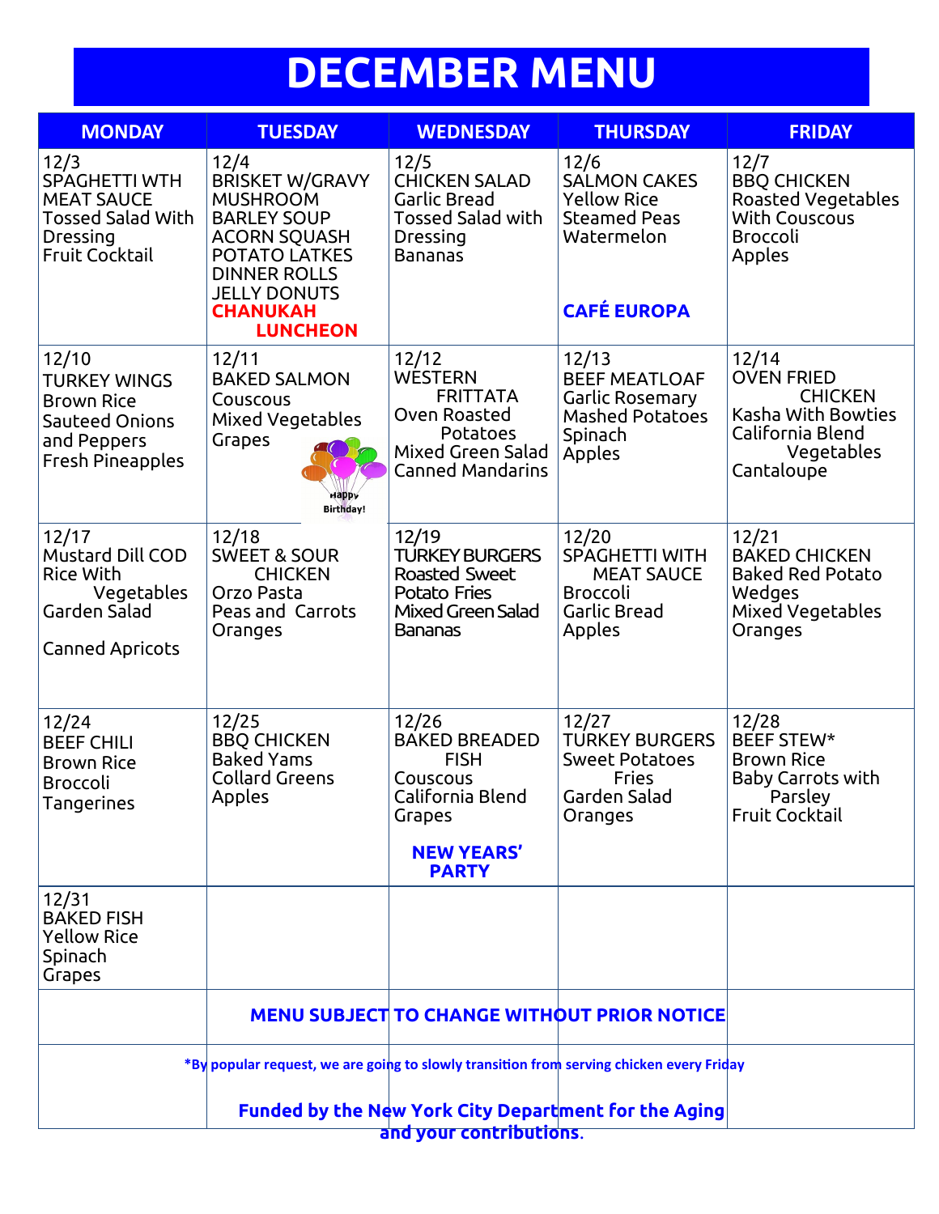# DECEMBER MENU

| MONDAY | TUESDAY | WEDNESDAY | THURSDAY | FRIDAY |
| --- | --- | --- | --- | --- |
| 12/3<br>SPAGHETTI WTH MEAT SAUCE<br>Tossed Salad With Dressing<br>Fruit Cocktail | 12/4<br>BRISKET W/GRAVY<br>MUSHROOM BARLEY SOUP<br>ACORN SQUASH<br>POTATO LATKES<br>DINNER ROLLS<br>JELLY DONUTS<br>**CHANUKAH LUNCHEON** | 12/5<br>CHICKEN SALAD<br>Garlic Bread<br>Tossed Salad with Dressing<br>Bananas | 12/6<br>SALMON CAKES<br>Yellow Rice<br>Steamed Peas<br>Watermelon<br>**CAFÉ EUROPA** | 12/7<br>BBQ CHICKEN<br>Roasted Vegetables With Couscous<br>Broccoli<br>Apples |
| 12/10<br>TURKEY WINGS<br>Brown Rice<br>Sauteed Onions and Peppers<br>Fresh Pineapples | 12/11<br>BAKED SALMON<br>Couscous<br>Mixed Vegetables<br>Grapes<br>Happy Birthday! | 12/12<br>WESTERN FRITTATA<br>Oven Roasted Potatoes<br>Mixed Green Salad<br>Canned Mandarins | 12/13<br>BEEF MEATLOAF<br>Garlic Rosemary Mashed Potatoes<br>Spinach<br>Apples | 12/14<br>OVEN FRIED CHICKEN<br>Kasha With Bowties<br>California Blend Vegetables<br>Cantaloupe |
| 12/17<br>Mustard Dill COD<br>Rice With Vegetables<br>Garden Salad<br>Canned Apricots | 12/18<br>SWEET & SOUR CHICKEN<br>Orzo Pasta<br>Peas and Carrots<br>Oranges | 12/19<br>TURKEY BURGERS<br>Roasted Sweet Potato Fries<br>Mixed Green Salad<br>Bananas | 12/20<br>SPAGHETTI WITH MEAT SAUCE<br>Broccoli<br>Garlic Bread<br>Apples | 12/21<br>BAKED CHICKEN<br>Baked Red Potato Wedges<br>Mixed Vegetables<br>Oranges |
| 12/24<br>BEEF CHILI<br>Brown Rice<br>Broccoli<br>Tangerines | 12/25<br>BBQ CHICKEN<br>Baked Yams<br>Collard Greens<br>Apples | 12/26<br>BAKED BREADED FISH<br>Couscous<br>California Blend<br>Grapes<br>**NEW YEARS' PARTY** | 12/27<br>TURKEY BURGERS<br>Sweet Potatoes Fries<br>Garden Salad<br>Oranges | 12/28<br>BEEF STEW*<br>Brown Rice<br>Baby Carrots with Parsley<br>Fruit Cocktail |
| 12/31<br>BAKED FISH<br>Yellow Rice<br>Spinach<br>Grapes | | | | |

**MENU SUBJECT TO CHANGE WITHOUT PRIOR NOTICE**

***By popular request, we are going to slowly transition from serving chicken every Friday**

**Funded by the New York City Department for the Aging and your contributions.**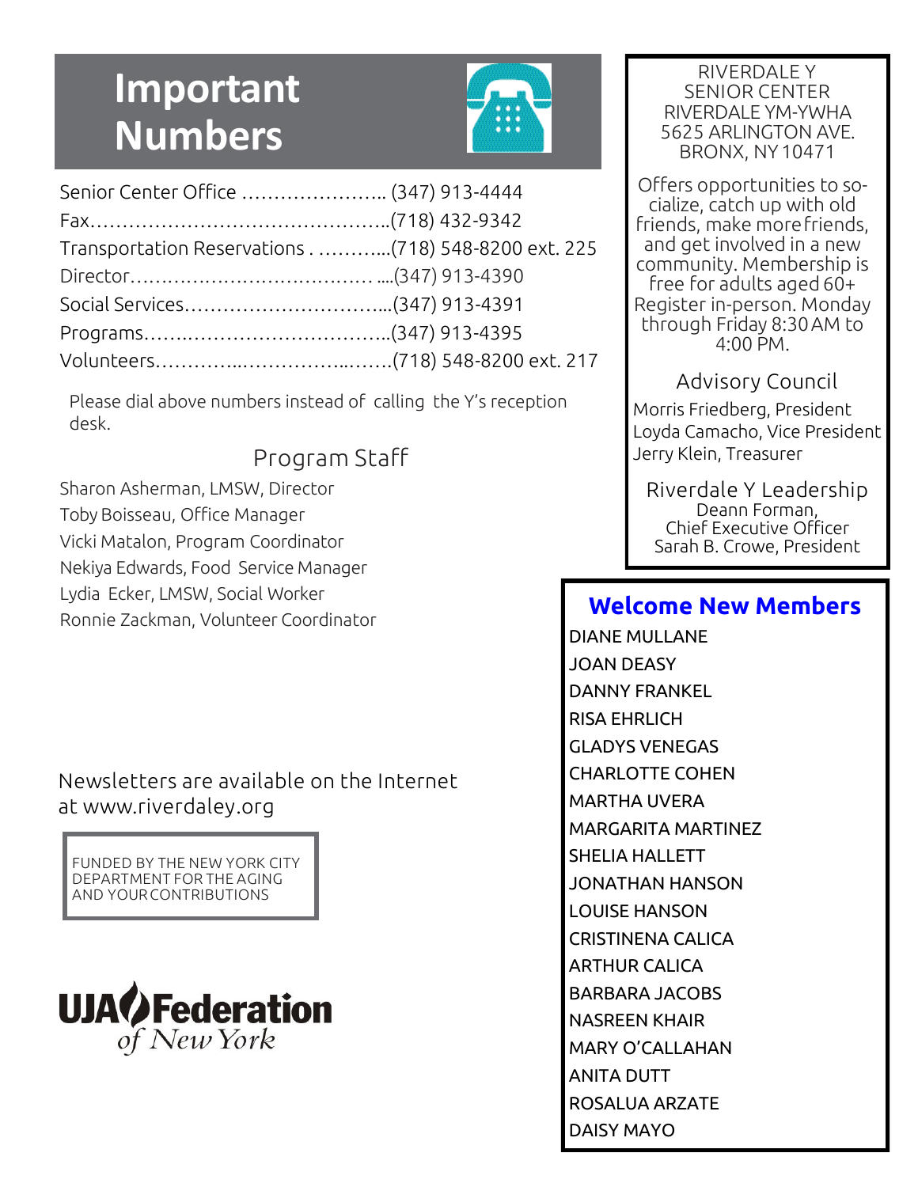# Important Numbers

Senior Center Office ………………….. (347) 913-4444
Fax………………………………………..(718) 432-9342
Transportation Reservations . ………...(718) 548-8200 ext. 225
Director………………………………… ....(347) 913-4390
Social Services…………………………...(347) 913-4391
Programs…….…………………………..(347) 913-4395
Volunteers…………...……………...…….(718) 548-8200 ext. 217

Please dial above numbers instead of calling the Y's reception desk.

## Program Staff

Sharon Asherman, LMSW, Director
Toby Boisseau, Office Manager
Vicki Matalon, Program Coordinator
Nekiya Edwards, Food Service Manager
Lydia Ecker, LMSW, Social Worker
Ronnie Zackman, Volunteer Coordinator

Newsletters are available on the Internet at www.riverdaley.org

FUNDED BY THE NEW YORK CITY DEPARTMENT FOR THE AGING AND YOUR CONTRIBUTIONS

UJA Federation of New York

RIVERDALE Y
SENIOR CENTER
RIVERDALE YM-YWHA
5625 ARLINGTON AVE.
BRONX, NY 10471

Offers opportunities to socialize, catch up with old friends, make more friends, and get involved in a new community. Membership is free for adults aged 60+ Register in-person. Monday through Friday 8:30 AM to 4:00 PM.

## Advisory Council

Morris Friedberg, President
Loyda Camacho, Vice President
Jerry Klein, Treasurer

## Riverdale Y Leadership

Deann Forman, Chief Executive Officer
Sarah B. Crowe, President

## Welcome New Members

DIANE MULLANE
JOAN DEASY
DANNY FRANKEL
RISA EHRLICH
GLADYS VENEGAS
CHARLOTTE COHEN
MARTHA UVERA
MARGARITA MARTINEZ
SHELIA HALLETT
JONATHAN HANSON
LOUISE HANSON
CRISTINENA CALICA
ARTHUR CALICA
BARBARA JACOBS
NASREEN KHAIR
MARY O'CALLAHAN
ANITA DUTT
ROSALUA ARZATE
DAISY MAYO